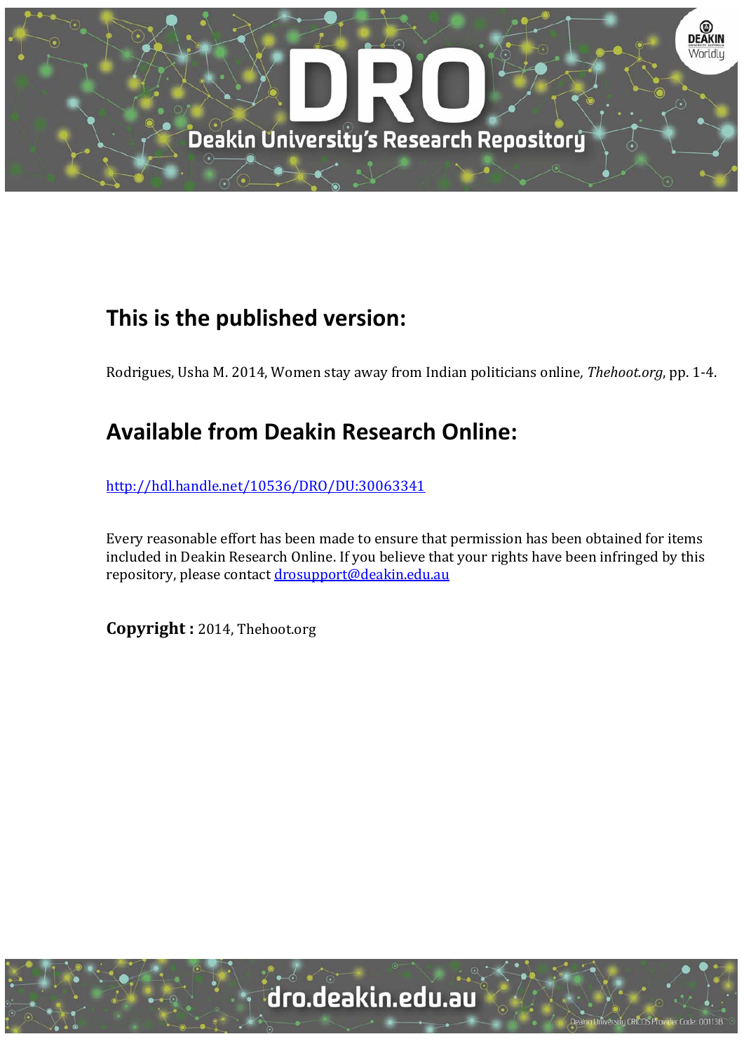## This is the published version:

Rodrigues, Usha M. 2014, Women stay away from Indian politicians online, *Thehoot.org*, pp. 1-4.

## Available from Deakin Research Online:

http://hdl.handle.net/10536/DRO/DU:30063341

Every reasonable effort has been made to ensure that permission has been obtained for items included in Deakin Research Online. If you believe that your rights have been infringed by this repository, please contact drosupport@deakin.edu.au

**Copyright :** 2014, Thehoot.org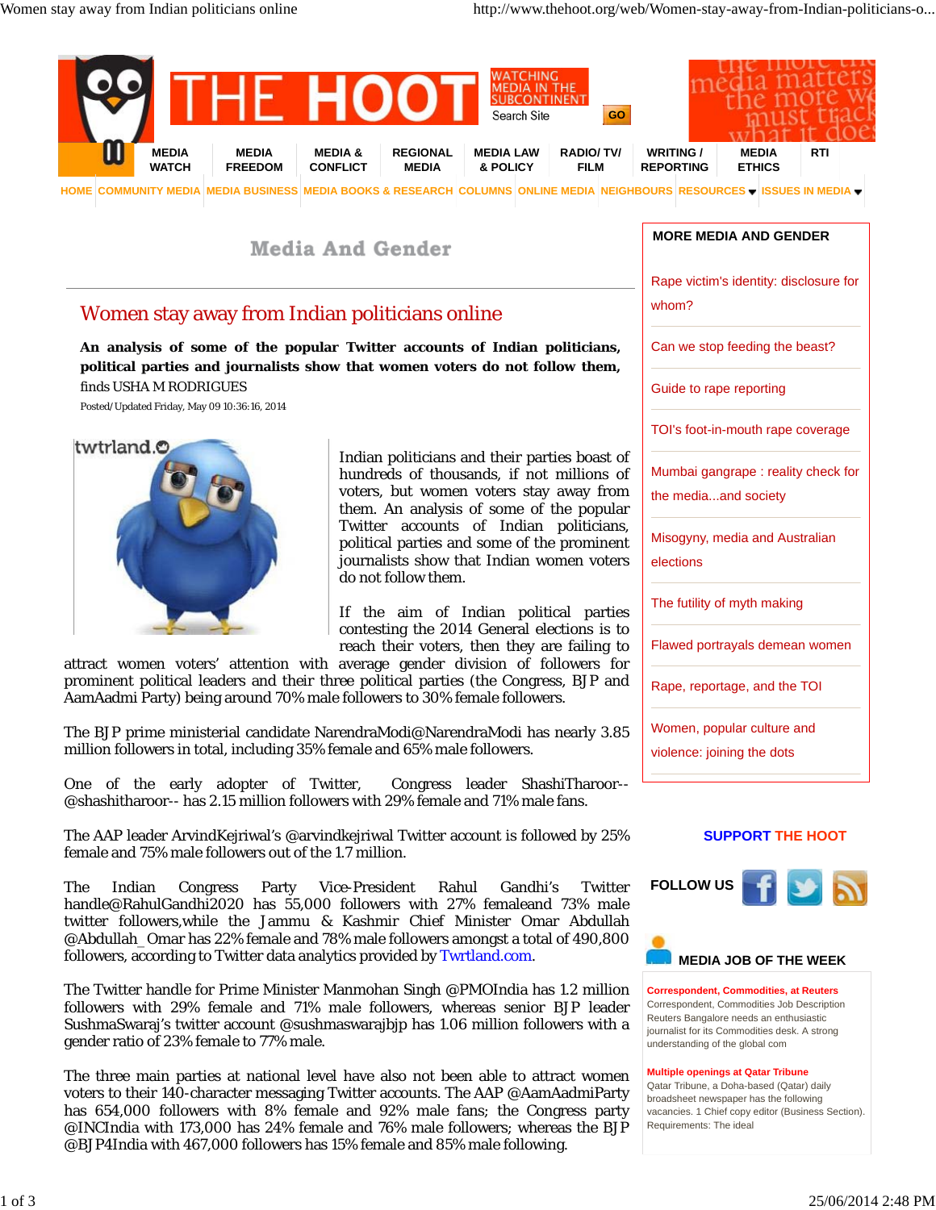THE HOOT

WATCHING MEDIA IN THE SUBCONTINENT

Search Site GO

MEDIA WATCH | MEDIA FREEDOM | MEDIA & CONFLICT | REGIONAL MEDIA | MEDIA LAW & POLICY | RADIO/ TV/ FILM | WRITING / REPORTING | MEDIA ETHICS | RTI

HOME | COMMUNITY MEDIA | MEDIA BUSINESS | MEDIA BOOKS & RESEARCH | COLUMNS | ONLINE MEDIA | NEIGHBOURS | RESOURCES | ISSUES IN MEDIA

## Media And Gender

# Women stay away from Indian politicians online

**An analysis of some of the popular Twitter accounts of Indian politicians, political parties and journalists show that women voters do not follow them,** finds USHA M RODRIGUES

Posted/Updated Friday, May 09 10:36:16, 2014

Indian politicians and their parties boast of hundreds of thousands, if not millions of voters, but women voters stay away from them. An analysis of some of the popular Twitter accounts of Indian politicians, political parties and some of the prominent journalists show that Indian women voters do not follow them.

If the aim of Indian political parties contesting the 2014 General elections is to reach their voters, then they are failing to attract women voters' attention with average gender division of followers for prominent political leaders and their three political parties (the Congress, BJP and AamAadmi Party) being around 70% male followers to 30% female followers.

The BJP prime ministerial candidate NarendraModi@NarendraModi has nearly 3.85 million followers in total, including 35% female and 65% male followers.

One of the early adopter of Twitter, Congress leader ShashiTharoor--@shashitharoor-- has 2.15 million followers with 29% female and 71% male fans.

The AAP leader ArvindKejriwal's @arvindkejriwal Twitter account is followed by 25% female and 75% male followers out of the 1.7 million.

The Indian Congress Party Vice-President Rahul Gandhi's Twitter handle@RahulGandhi2020 has 55,000 followers with 27% femaleand 73% male twitter followers,while the Jammu & Kashmir Chief Minister Omar Abdullah @Abdullah_Omar has 22% female and 78% male followers amongst a total of 490,800 followers, according to Twitter data analytics provided by Twrtland.com.

The Twitter handle for Prime Minister Manmohan Singh @PMOIndia has 1.2 million followers with 29% female and 71% male followers, whereas senior BJP leader SushmaSwaraj's twitter account @sushmaswarajbjp has 1.06 million followers with a gender ratio of 23% female to 77% male.

The three main parties at national level have also not been able to attract women voters to their 140-character messaging Twitter accounts. The AAP @AamAadmiParty has 654,000 followers with 8% female and 92% male fans; the Congress party @INCIndia with 173,000 has 24% female and 76% male followers; whereas the BJP @BJP4India with 467,000 followers has 15% female and 85% male following.

**MORE MEDIA AND GENDER**

- Rape victim's identity: disclosure for whom?
- Can we stop feeding the beast?
- Guide to rape reporting
- TOI's foot-in-mouth rape coverage
- Mumbai gangrape : reality check for the media...and society
- Misogyny, media and Australian elections
- The futility of myth making
- Flawed portrayals demean women
- Rape, reportage, and the TOI
- Women, popular culture and violence: joining the dots

**SUPPORT THE HOOT**

**FOLLOW US**

**MEDIA JOB OF THE WEEK**

**Correspondent, Commodities, at Reuters**
Correspondent, Commodities Job Description Reuters Bangalore needs an enthusiastic journalist for its Commodities desk. A strong understanding of the global com

**Multiple openings at Qatar Tribune**
Qatar Tribune, a Doha-based (Qatar) daily broadsheet newspaper has the following vacancies. 1 Chief copy editor (Business Section). Requirements: The ideal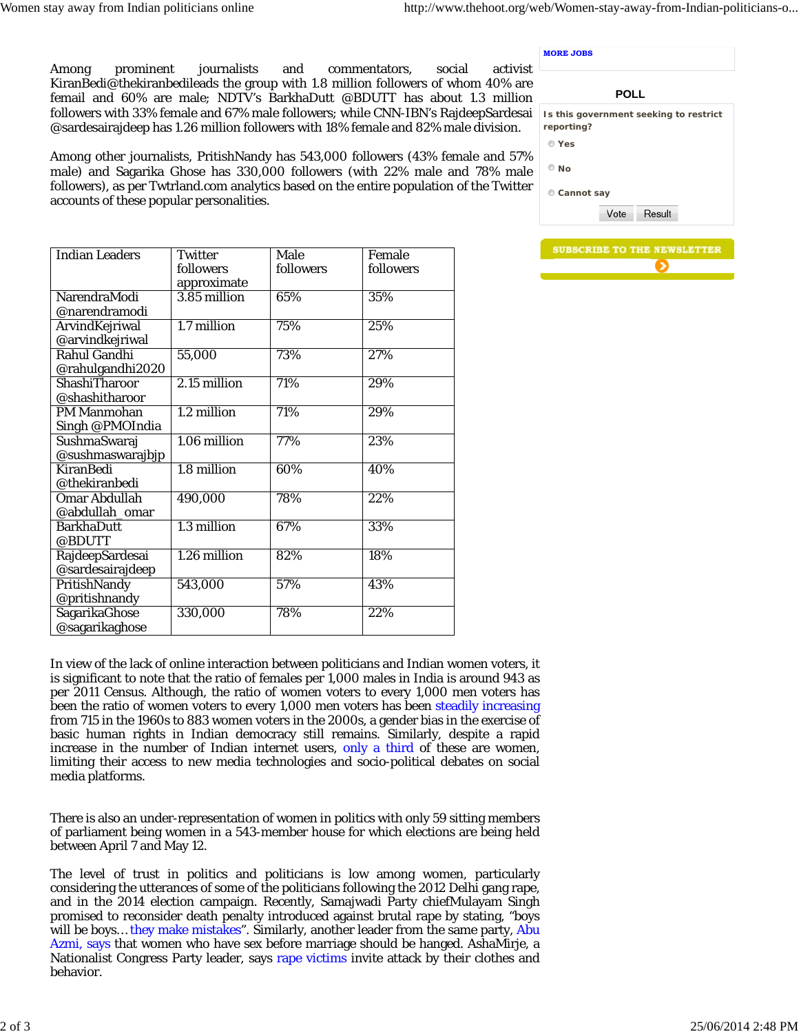Among prominent journalists and commentators, social activist KiranBedi@thekiranbedileads the group with 1.8 million followers of whom 40% are femail and 60% are male; NDTV's BarkhaDutt @BDUTT has about 1.3 million followers with 33% female and 67% male followers; while CNN-IBN's RajdeepSardesai @sardesairajdeep has 1.26 million followers with 18% female and 82% male division.

Among other journalists, PritishNandy has 543,000 followers (43% female and 57% male) and Sagarika Ghose has 330,000 followers (with 22% male and 78% male followers), as per Twtrland.com analytics based on the entire population of the Twitter accounts of these popular personalities.

| Indian Leaders | Twitter followers approximate | Male followers | Female followers |
|---|---|---|---|
| NarendraModi @narendramodi | 3.85 million | 65% | 35% |
| ArvindKejriwal @arvindkejriwal | 1.7 million | 75% | 25% |
| Rahul Gandhi @rahulgandhi2020 | 55,000 | 73% | 27% |
| ShashiTharoor @shashitharoor | 2.15 million | 71% | 29% |
| PM Manmohan Singh @PMOIndia | 1.2 million | 71% | 29% |
| SushmaSwaraj @sushmaswarajbjp | 1.06 million | 77% | 23% |
| KiranBedi @thekiranbedi | 1.8 million | 60% | 40% |
| Omar Abdullah @abdullah_omar | 490,000 | 78% | 22% |
| BarkhaDutt @BDUTT | 1.3 million | 67% | 33% |
| RajdeepSardesai @sardesairajdeep | 1.26 million | 82% | 18% |
| PritishNandy @pritishnandy | 543,000 | 57% | 43% |
| SagarikaGhose @sagarikaghose | 330,000 | 78% | 22% |

In view of the lack of online interaction between politicians and Indian women voters, it is significant to note that the ratio of females per 1,000 males in India is around 943 as per 2011 Census. Although, the ratio of women voters to every 1,000 men voters has been the ratio of women voters to every 1,000 men voters has been steadily increasing from 715 in the 1960s to 883 women voters in the 2000s, a gender bias in the exercise of basic human rights in Indian democracy still remains. Similarly, despite a rapid increase in the number of Indian internet users, only a third of these are women, limiting their access to new media technologies and socio-political debates on social media platforms.

There is also an under-representation of women in politics with only 59 sitting members of parliament being women in a 543-member house for which elections are being held between April 7 and May 12.

The level of trust in politics and politicians is low among women, particularly considering the utterances of some of the politicians following the 2012 Delhi gang rape, and in the 2014 election campaign. Recently, Samajwadi Party chiefMulayam Singh promised to reconsider death penalty introduced against brutal rape by stating, "boys will be boys… they make mistakes". Similarly, another leader from the same party, Abu Azmi, says that women who have sex before marriage should be hanged. AshaMirje, a Nationalist Congress Party leader, says rape victims invite attack by their clothes and behavior.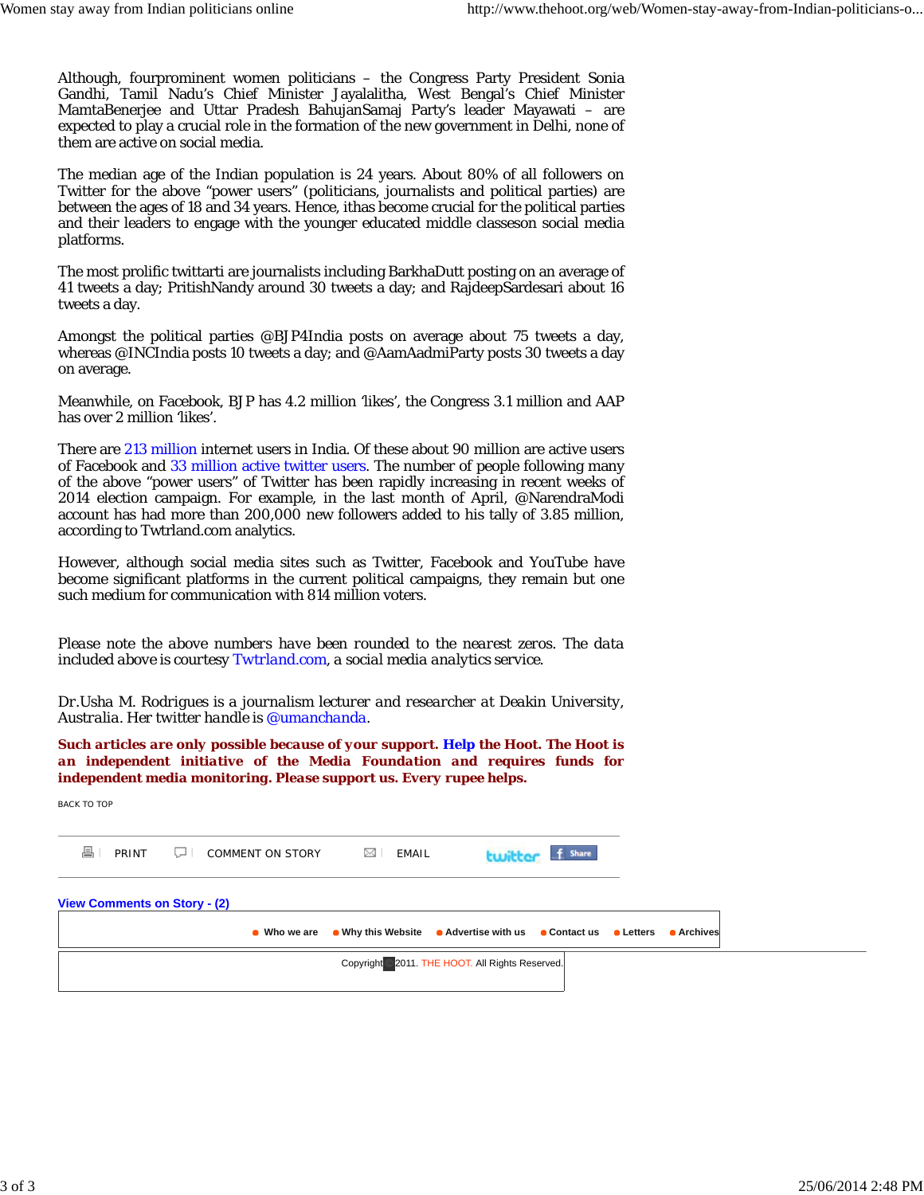Although, fourprominent women politicians – the Congress Party President Sonia Gandhi, Tamil Nadu's Chief Minister Jayalalitha, West Bengal's Chief Minister MamtaBenerjee and Uttar Pradesh BahujanSamaj Party's leader Mayawati – are expected to play a crucial role in the formation of the new government in Delhi, none of them are active on social media.

The median age of the Indian population is 24 years. About 80% of all followers on Twitter for the above "power users" (politicians, journalists and political parties) are between the ages of 18 and 34 years. Hence, ithas become crucial for the political parties and their leaders to engage with the younger educated middle classeson social media platforms.

The most prolific twittarti are journalists including BarkhaDutt posting on an average of 41 tweets a day; PritishNandy around 30 tweets a day; and RajdeepSardesari about 16 tweets a day.

Amongst the political parties @BJP4India posts on average about 75 tweets a day, whereas @INCIndia posts 10 tweets a day; and @AamAadmiParty posts 30 tweets a day on average.

Meanwhile, on Facebook, BJP has 4.2 million 'likes', the Congress 3.1 million and AAP has over 2 million 'likes'.

There are 213 million internet users in India. Of these about 90 million are active users of Facebook and 33 million active twitter users. The number of people following many of the above "power users" of Twitter has been rapidly increasing in recent weeks of 2014 election campaign. For example, in the last month of April, @NarendraModi account has had more than 200,000 new followers added to his tally of 3.85 million, according to Twtrland.com analytics.

However, although social media sites such as Twitter, Facebook and YouTube have become significant platforms in the current political campaigns, they remain but one such medium for communication with 814 million voters.

*Please note the above numbers have been rounded to the nearest zeros. The data included above is courtesy Twtrland.com, a social media analytics service.*

*Dr.Usha M. Rodrigues is a journalism lecturer and researcher at Deakin University, Australia. Her twitter handle is @umanchanda.*

**Such articles are only possible because of your support. Help the Hoot. The Hoot is an independent initiative of the Media Foundation and requires funds for independent media monitoring. Please support us. Every rupee helps.**

BACK TO TOP

PRINT | COMMENT ON STORY | EMAIL | twitter | Share

View Comments on Story - (2)

Who we are • Why this Website • Advertise with us • Contact us • Letters • Archives

Copyright © 2011. THE HOOT. All Rights Reserved.